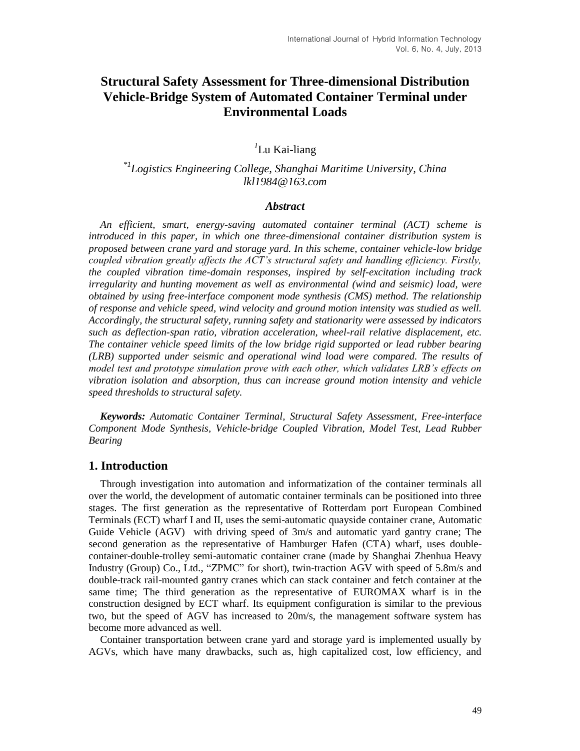# Structural Safety Assessment for Three-dimensional Distribution Vehicle-Bridge System of Automated Container Terminal under Environmental Loads

[1]Lu Kai-liang

*[*1]Logistics Engineering College, Shanghai Maritime University, China*
*lkl1984@163.com*

### *Abstract*

*An efficient, smart, energy-saving automated container terminal (ACT) scheme is introduced in this paper, in which one three-dimensional container distribution system is proposed between crane yard and storage yard. In this scheme, container vehicle-low bridge coupled vibration greatly affects the ACT's structural safety and handling efficiency. Firstly, the coupled vibration time-domain responses, inspired by self-excitation including track irregularity and hunting movement as well as environmental (wind and seismic) load, were obtained by using free-interface component mode synthesis (CMS) method. The relationship of response and vehicle speed, wind velocity and ground motion intensity was studied as well. Accordingly, the structural safety, running safety and stationarity were assessed by indicators such as deflection-span ratio, vibration acceleration, wheel-rail relative displacement, etc. The container vehicle speed limits of the low bridge rigid supported or lead rubber bearing (LRB) supported under seismic and operational wind load were compared. The results of model test and prototype simulation prove with each other, which validates LRB's effects on vibration isolation and absorption, thus can increase ground motion intensity and vehicle speed thresholds to structural safety.*

***Keywords:** Automatic Container Terminal, Structural Safety Assessment, Free-interface Component Mode Synthesis, Vehicle-bridge Coupled Vibration, Model Test, Lead Rubber Bearing*

## 1. Introduction

Through investigation into automation and informatization of the container terminals all over the world, the development of automatic container terminals can be positioned into three stages. The first generation as the representative of Rotterdam port European Combined Terminals (ECT) wharf I and II, uses the semi-automatic quayside container crane, Automatic Guide Vehicle (AGV) with driving speed of 3m/s and automatic yard gantry crane; The second generation as the representative of Hamburger Hafen (CTA) wharf, uses double-container-double-trolley semi-automatic container crane (made by Shanghai Zhenhua Heavy Industry (Group) Co., Ltd., "ZPMC" for short), twin-traction AGV with speed of 5.8m/s and double-track rail-mounted gantry cranes which can stack container and fetch container at the same time; The third generation as the representative of EUROMAX wharf is in the construction designed by ECT wharf. Its equipment configuration is similar to the previous two, but the speed of AGV has increased to 20m/s, the management software system has become more advanced as well.

Container transportation between crane yard and storage yard is implemented usually by AGVs, which have many drawbacks, such as, high capitalized cost, low efficiency, and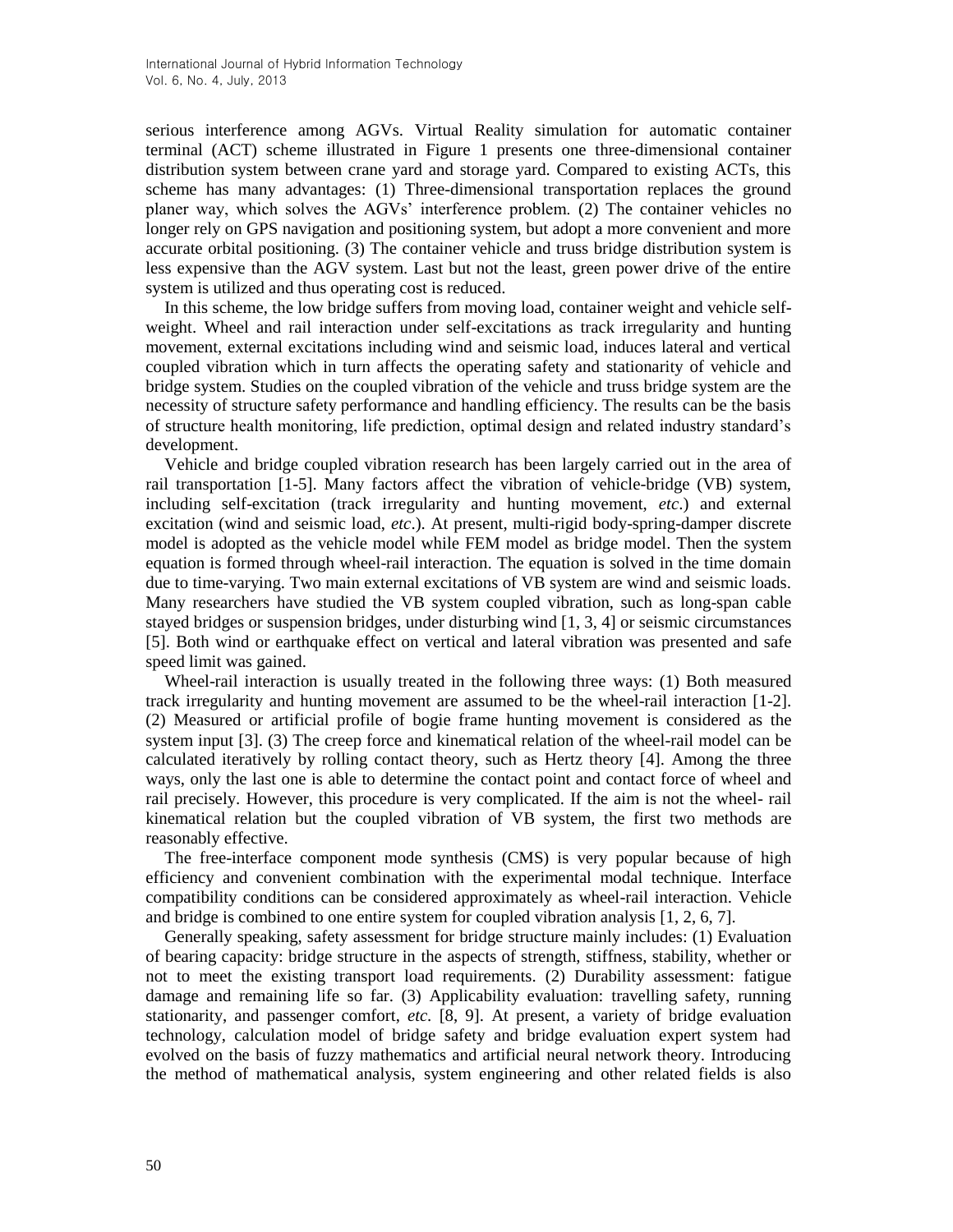serious interference among AGVs. Virtual Reality simulation for automatic container terminal (ACT) scheme illustrated in Figure 1 presents one three-dimensional container distribution system between crane yard and storage yard. Compared to existing ACTs, this scheme has many advantages: (1) Three-dimensional transportation replaces the ground planer way, which solves the AGVs' interference problem. (2) The container vehicles no longer rely on GPS navigation and positioning system, but adopt a more convenient and more accurate orbital positioning. (3) The container vehicle and truss bridge distribution system is less expensive than the AGV system. Last but not the least, green power drive of the entire system is utilized and thus operating cost is reduced.

In this scheme, the low bridge suffers from moving load, container weight and vehicle self-weight. Wheel and rail interaction under self-excitations as track irregularity and hunting movement, external excitations including wind and seismic load, induces lateral and vertical coupled vibration which in turn affects the operating safety and stationarity of vehicle and bridge system. Studies on the coupled vibration of the vehicle and truss bridge system are the necessity of structure safety performance and handling efficiency. The results can be the basis of structure health monitoring, life prediction, optimal design and related industry standard's development.

Vehicle and bridge coupled vibration research has been largely carried out in the area of rail transportation [1-5]. Many factors affect the vibration of vehicle-bridge (VB) system, including self-excitation (track irregularity and hunting movement, *etc*.) and external excitation (wind and seismic load, *etc*.). At present, multi-rigid body-spring-damper discrete model is adopted as the vehicle model while FEM model as bridge model. Then the system equation is formed through wheel-rail interaction. The equation is solved in the time domain due to time-varying. Two main external excitations of VB system are wind and seismic loads. Many researchers have studied the VB system coupled vibration, such as long-span cable stayed bridges or suspension bridges, under disturbing wind [1, 3, 4] or seismic circumstances [5]. Both wind or earthquake effect on vertical and lateral vibration was presented and safe speed limit was gained.

Wheel-rail interaction is usually treated in the following three ways: (1) Both measured track irregularity and hunting movement are assumed to be the wheel-rail interaction [1-2]. (2) Measured or artificial profile of bogie frame hunting movement is considered as the system input [3]. (3) The creep force and kinematical relation of the wheel-rail model can be calculated iteratively by rolling contact theory, such as Hertz theory [4]. Among the three ways, only the last one is able to determine the contact point and contact force of wheel and rail precisely. However, this procedure is very complicated. If the aim is not the wheel- rail kinematical relation but the coupled vibration of VB system, the first two methods are reasonably effective.

The free-interface component mode synthesis (CMS) is very popular because of high efficiency and convenient combination with the experimental modal technique. Interface compatibility conditions can be considered approximately as wheel-rail interaction. Vehicle and bridge is combined to one entire system for coupled vibration analysis [1, 2, 6, 7].

Generally speaking, safety assessment for bridge structure mainly includes: (1) Evaluation of bearing capacity: bridge structure in the aspects of strength, stiffness, stability, whether or not to meet the existing transport load requirements. (2) Durability assessment: fatigue damage and remaining life so far. (3) Applicability evaluation: travelling safety, running stationarity, and passenger comfort, *etc.* [8, 9]. At present, a variety of bridge evaluation technology, calculation model of bridge safety and bridge evaluation expert system had evolved on the basis of fuzzy mathematics and artificial neural network theory. Introducing the method of mathematical analysis, system engineering and other related fields is also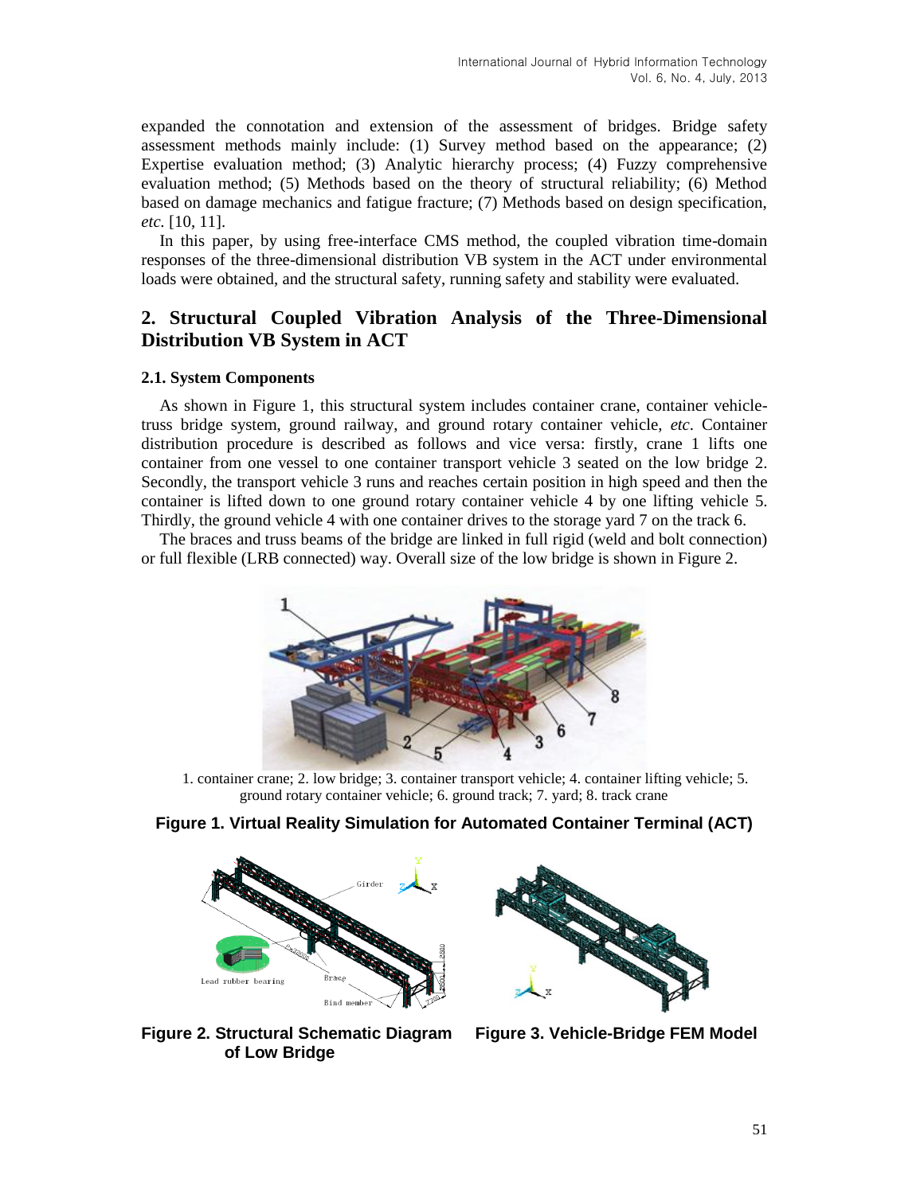expanded the connotation and extension of the assessment of bridges. Bridge safety assessment methods mainly include: (1) Survey method based on the appearance; (2) Expertise evaluation method; (3) Analytic hierarchy process; (4) Fuzzy comprehensive evaluation method; (5) Methods based on the theory of structural reliability; (6) Method based on damage mechanics and fatigue fracture; (7) Methods based on design specification, *etc*. [10, 11].

In this paper, by using free-interface CMS method, the coupled vibration time-domain responses of the three-dimensional distribution VB system in the ACT under environmental loads were obtained, and the structural safety, running safety and stability were evaluated.

## 2. Structural Coupled Vibration Analysis of the Three-Dimensional Distribution VB System in ACT

### 2.1. System Components

As shown in Figure 1, this structural system includes container crane, container vehicle-truss bridge system, ground railway, and ground rotary container vehicle, *etc*. Container distribution procedure is described as follows and vice versa: firstly, crane 1 lifts one container from one vessel to one container transport vehicle 3 seated on the low bridge 2. Secondly, the transport vehicle 3 runs and reaches certain position in high speed and then the container is lifted down to one ground rotary container vehicle 4 by one lifting vehicle 5. Thirdly, the ground vehicle 4 with one container drives to the storage yard 7 on the track 6.

The braces and truss beams of the bridge are linked in full rigid (weld and bolt connection) or full flexible (LRB connected) way. Overall size of the low bridge is shown in Figure 2.

1. container crane; 2. low bridge; 3. container transport vehicle; 4. container lifting vehicle; 5. ground rotary container vehicle; 6. ground track; 7. yard; 8. track crane

**Figure 1. Virtual Reality Simulation for Automated Container Terminal (ACT)**

**Figure 2. Structural Schematic Diagram of Low Bridge**

**Figure 3. Vehicle-Bridge FEM Model**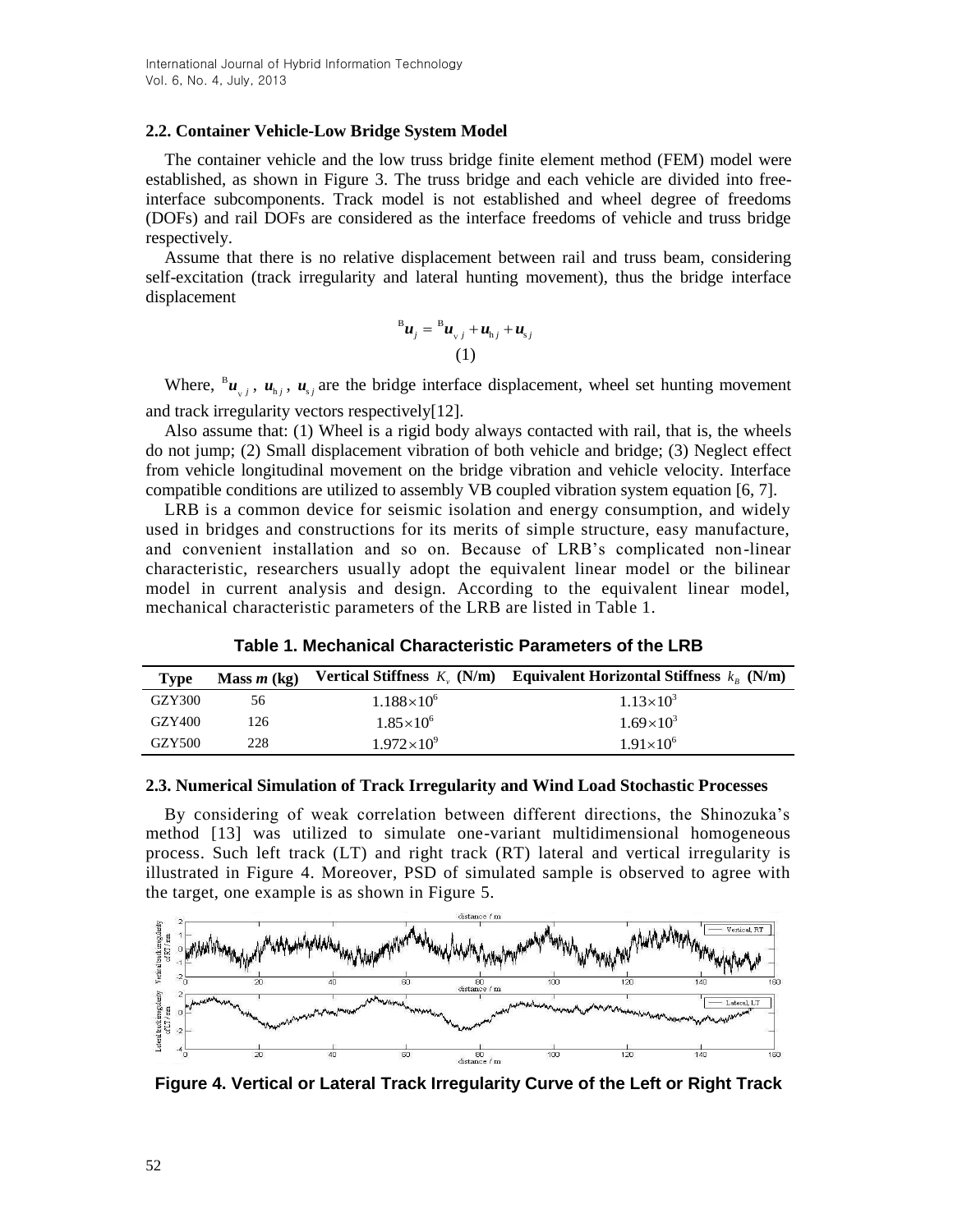### 2.2. Container Vehicle-Low Bridge System Model

The container vehicle and the low truss bridge finite element method (FEM) model were established, as shown in Figure 3. The truss bridge and each vehicle are divided into free-interface subcomponents. Track model is not established and wheel degree of freedoms (DOFs) and rail DOFs are considered as the interface freedoms of vehicle and truss bridge respectively.

Assume that there is no relative displacement between rail and truss beam, considering self-excitation (track irregularity and lateral hunting movement), thus the bridge interface displacement

$$^{\mathrm{B}}\boldsymbol{u}_j = {}^{\mathrm{B}}\boldsymbol{u}_{\mathrm{v}\,j} + \boldsymbol{u}_{\mathrm{h}\,j} + \boldsymbol{u}_{\mathrm{s}\,j}$$

(1)

Where, $^{\mathrm{B}}\boldsymbol{u}_{\mathrm{v}\,j}$, $\boldsymbol{u}_{\mathrm{h}\,j}$, $\boldsymbol{u}_{\mathrm{s}\,j}$ are the bridge interface displacement, wheel set hunting movement and track irregularity vectors respectively[12].

Also assume that: (1) Wheel is a rigid body always contacted with rail, that is, the wheels do not jump; (2) Small displacement vibration of both vehicle and bridge; (3) Neglect effect from vehicle longitudinal movement on the bridge vibration and vehicle velocity. Interface compatible conditions are utilized to assembly VB coupled vibration system equation [6, 7].

LRB is a common device for seismic isolation and energy consumption, and widely used in bridges and constructions for its merits of simple structure, easy manufacture, and convenient installation and so on. Because of LRB's complicated non-linear characteristic, researchers usually adopt the equivalent linear model or the bilinear model in current analysis and design. According to the equivalent linear model, mechanical characteristic parameters of the LRB are listed in Table 1.

**Table 1. Mechanical Characteristic Parameters of the LRB**

| Type | Mass $m$ (kg) | Vertical Stiffness $K_v$ (N/m) | Equivalent Horizontal Stiffness $k_B$ (N/m) |
|---|---|---|---|
| GZY300 | 56 | $1.188\times10^6$ | $1.13\times10^3$ |
| GZY400 | 126 | $1.85\times10^6$ | $1.69\times10^3$ |
| GZY500 | 228 | $1.972\times10^9$ | $1.91\times10^6$ |

### 2.3. Numerical Simulation of Track Irregularity and Wind Load Stochastic Processes

By considering of weak correlation between different directions, the Shinozuka's method [13] was utilized to simulate one-variant multidimensional homogeneous process. Such left track (LT) and right track (RT) lateral and vertical irregularity is illustrated in Figure 4. Moreover, PSD of simulated sample is observed to agree with the target, one example is as shown in Figure 5.

distance / m
Vertical track irregularity of RT / mm
Vertical, RT
0 20 40 60 80 100 120 140 160
distance / m
Lateral track irregularity of LT / mm
Lateral, LT
0 20 40 60 80 100 120 140 160
distance / m

**Figure 4. Vertical or Lateral Track Irregularity Curve of the Left or Right Track**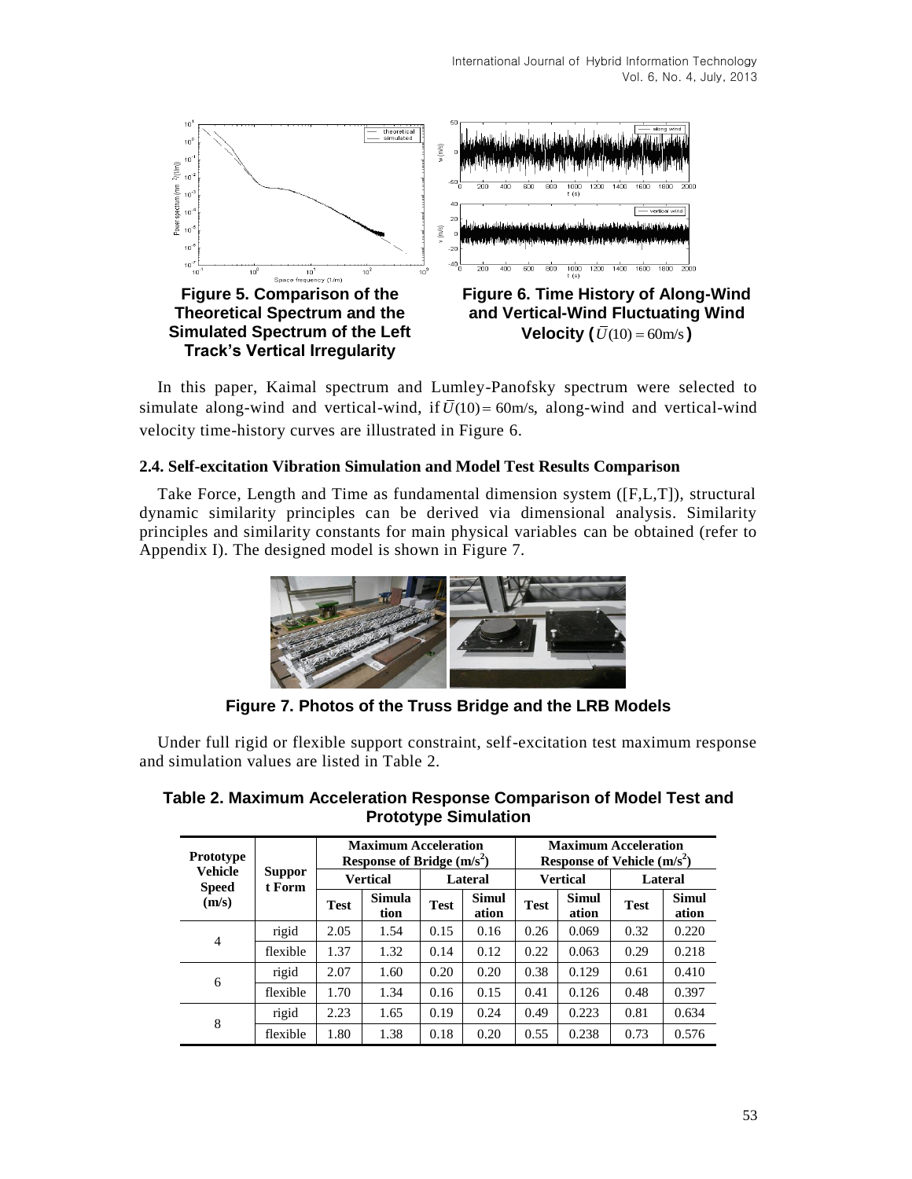10^1
10^0
10^-1
10^-2
10^-3
10^-4
10^-5
10^-6
10^-7
Power spectrum (mm^2/(1/m))
10^-1 10^0 10^1 10^2 10^3
Space frequency (1/m)
theoretical
simulated

**Figure 5. Comparison of the Theoretical Spectrum and the Simulated Spectrum of the Left Track's Vertical Irregularity**

50
0
-50
u (m/s)
0 200 400 600 800 1000 1200 1400 1600 1800 2000
t (s)
along wind

40
20
0
-20
-40
v (m/s)
0 200 400 600 800 1000 1200 1400 1600 1800 2000
t (s)
vertical wind

**Figure 6. Time History of Along-Wind and Vertical-Wind Fluctuating Wind Velocity ($\bar{U}(10) = 60\text{m/s}$)**

In this paper, Kaimal spectrum and Lumley-Panofsky spectrum were selected to simulate along-wind and vertical-wind, if $\bar{U}(10) = 60\text{m/s}$, along-wind and vertical-wind velocity time-history curves are illustrated in Figure 6.

### 2.4. Self-excitation Vibration Simulation and Model Test Results Comparison

Take Force, Length and Time as fundamental dimension system ([F,L,T]), structural dynamic similarity principles can be derived via dimensional analysis. Similarity principles and similarity constants for main physical variables can be obtained (refer to Appendix I). The designed model is shown in Figure 7.

**Figure 7. Photos of the Truss Bridge and the LRB Models**

Under full rigid or flexible support constraint, self-excitation test maximum response and simulation values are listed in Table 2.

**Table 2. Maximum Acceleration Response Comparison of Model Test and Prototype Simulation**

| Prototype Vehicle Speed (m/s) | Support Form | Maximum Acceleration Response of Bridge ($m/s^2$) | | | | Maximum Acceleration Response of Vehicle ($m/s^2$) | | | |
|---|---|---|---|---|---|---|---|---|---|
| | | Vertical | | Lateral | | Vertical | | Lateral | |
| | | Test | Simulation | Test | Simulation | Test | Simulation | Test | Simulation |
| 4 | rigid | 2.05 | 1.54 | 0.15 | 0.16 | 0.26 | 0.069 | 0.32 | 0.220 |
| | flexible | 1.37 | 1.32 | 0.14 | 0.12 | 0.22 | 0.063 | 0.29 | 0.218 |
| 6 | rigid | 2.07 | 1.60 | 0.20 | 0.20 | 0.38 | 0.129 | 0.61 | 0.410 |
| | flexible | 1.70 | 1.34 | 0.16 | 0.15 | 0.41 | 0.126 | 0.48 | 0.397 |
| 8 | rigid | 2.23 | 1.65 | 0.19 | 0.24 | 0.49 | 0.223 | 0.81 | 0.634 |
| | flexible | 1.80 | 1.38 | 0.18 | 0.20 | 0.55 | 0.238 | 0.73 | 0.576 |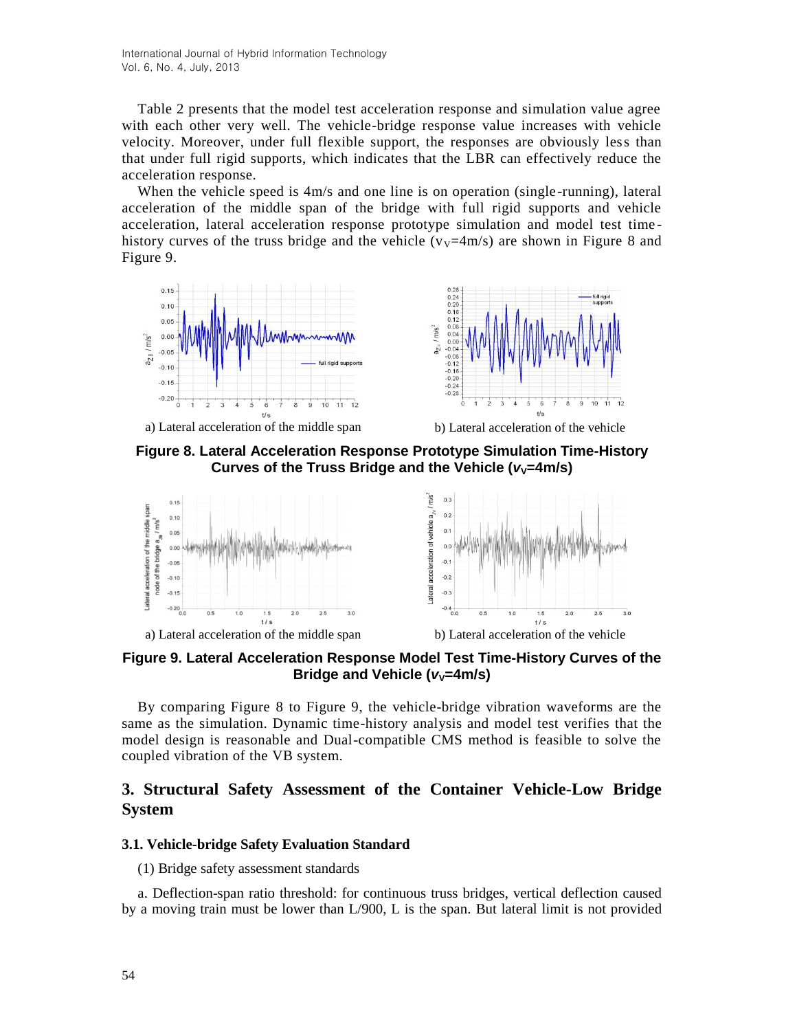Table 2 presents that the model test acceleration response and simulation value agree with each other very well. The vehicle-bridge response value increases with vehicle velocity. Moreover, under full flexible support, the responses are obviously less than that under full rigid supports, which indicates that the LBR can effectively reduce the acceleration response.

When the vehicle speed is 4m/s and one line is on operation (single-running), lateral acceleration of the middle span of the bridge with full rigid supports and vehicle acceleration, lateral acceleration response prototype simulation and model test time-history curves of the truss bridge and the vehicle ($v_V$=4m/s) are shown in Figure 8 and Figure 9.

0.15
0.10
0.05
0.00
-0.05
-0.10
-0.15
-0.20
$a_{ZB}$ / m/s²
0 1 2 3 4 5 6 7 8 9 10 11 12
t/s
full rigid supports

a) Lateral acceleration of the middle span

0.28
0.24
0.20
0.16
0.12
0.08
0.04
0.00
-0.04
-0.08
-0.12
-0.16
-0.20
-0.24
-0.28
$a_{ZV}$ / m/s²
0 1 2 3 4 5 6 7 8 9 10 11 12
t/s
full rigid supports

b) Lateral acceleration of the vehicle

**Figure 8. Lateral Acceleration Response Prototype Simulation Time-History Curves of the Truss Bridge and the Vehicle ($v_V$=4m/s)**

0.15
0.10
0.05
0.00
-0.05
-0.10
-0.15
-0.20
Lateral acceleration of the middle span node of the bridge $a_{zB}$ / m/s²
0.0 0.5 1.0 1.5 2.0 2.5 3.0
t / s

a) Lateral acceleration of the middle span

0.3
0.2
0.1
0.0
-0.1
-0.2
-0.3
-0.4
Lateral acceleration of vehicle $a_{zV}$ / m/s²
0.0 0.5 1.0 1.5 2.0 2.5 3.0
t / s

b) Lateral acceleration of the vehicle

**Figure 9. Lateral Acceleration Response Model Test Time-History Curves of the Bridge and Vehicle ($v_V$=4m/s)**

By comparing Figure 8 to Figure 9, the vehicle-bridge vibration waveforms are the same as the simulation. Dynamic time-history analysis and model test verifies that the model design is reasonable and Dual-compatible CMS method is feasible to solve the coupled vibration of the VB system.

## 3. Structural Safety Assessment of the Container Vehicle-Low Bridge System

### 3.1. Vehicle-bridge Safety Evaluation Standard

(1) Bridge safety assessment standards

a. Deflection-span ratio threshold: for continuous truss bridges, vertical deflection caused by a moving train must be lower than L/900, L is the span. But lateral limit is not provided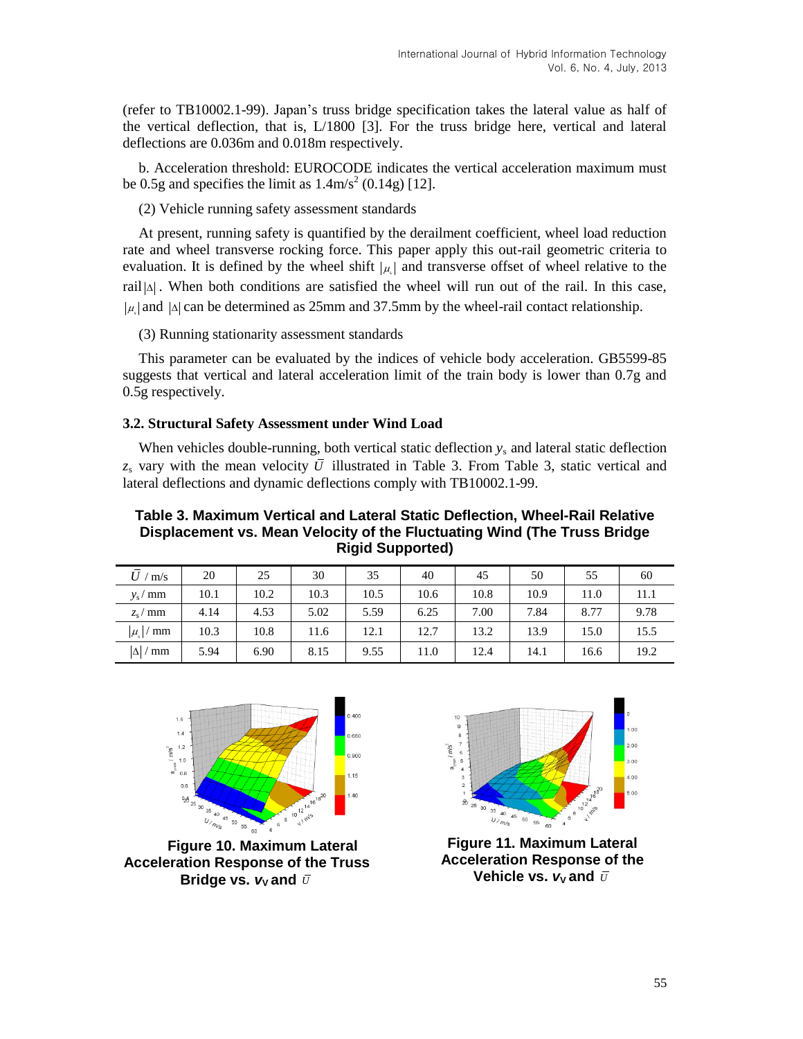(refer to TB10002.1-99). Japan's truss bridge specification takes the lateral value as half of the vertical deflection, that is, L/1800 [3]. For the truss bridge here, vertical and lateral deflections are 0.036m and 0.018m respectively.

b. Acceleration threshold: EUROCODE indicates the vertical acceleration maximum must be 0.5g and specifies the limit as $1.4 m/s^2$ (0.14g) [12].

(2) Vehicle running safety assessment standards

At present, running safety is quantified by the derailment coefficient, wheel load reduction rate and wheel transverse rocking force. This paper apply this out-rail geometric criteria to evaluation. It is defined by the wheel shift $|\mu_s|$ and transverse offset of wheel relative to the rail $|\Delta|$. When both conditions are satisfied the wheel will run out of the rail. In this case, $|\mu_s|$ and $|\Delta|$ can be determined as 25mm and 37.5mm by the wheel-rail contact relationship.

(3) Running stationarity assessment standards

This parameter can be evaluated by the indices of vehicle body acceleration. GB5599-85 suggests that vertical and lateral acceleration limit of the train body is lower than 0.7g and 0.5g respectively.

### 3.2. Structural Safety Assessment under Wind Load

When vehicles double-running, both vertical static deflection $y_s$ and lateral static deflection $z_s$ vary with the mean velocity $\bar{U}$ illustrated in Table 3. From Table 3, static vertical and lateral deflections and dynamic deflections comply with TB10002.1-99.

**Table 3. Maximum Vertical and Lateral Static Deflection, Wheel-Rail Relative Displacement vs. Mean Velocity of the Fluctuating Wind (The Truss Bridge Rigid Supported)**

| $\bar{U}$ / m/s | 20 | 25 | 30 | 35 | 40 | 45 | 50 | 55 | 60 |
|---|---|---|---|---|---|---|---|---|---|
| $y_s$ / mm | 10.1 | 10.2 | 10.3 | 10.5 | 10.6 | 10.8 | 10.9 | 11.0 | 11.1 |
| $z_s$ / mm | 4.14 | 4.53 | 5.02 | 5.59 | 6.25 | 7.00 | 7.84 | 8.77 | 9.78 |
| $\|\mu_s\|$ / mm | 10.3 | 10.8 | 11.6 | 12.1 | 12.7 | 13.2 | 13.9 | 15.0 | 15.5 |
| $\|\Delta\|$ / mm | 5.94 | 6.90 | 8.15 | 9.55 | 11.0 | 12.4 | 14.1 | 16.6 | 19.2 |

**Figure 10. Maximum Lateral Acceleration Response of the Truss Bridge vs. $v_V$ and $\bar{U}$**

**Figure 11. Maximum Lateral Acceleration Response of the Vehicle vs. $v_V$ and $\bar{U}$**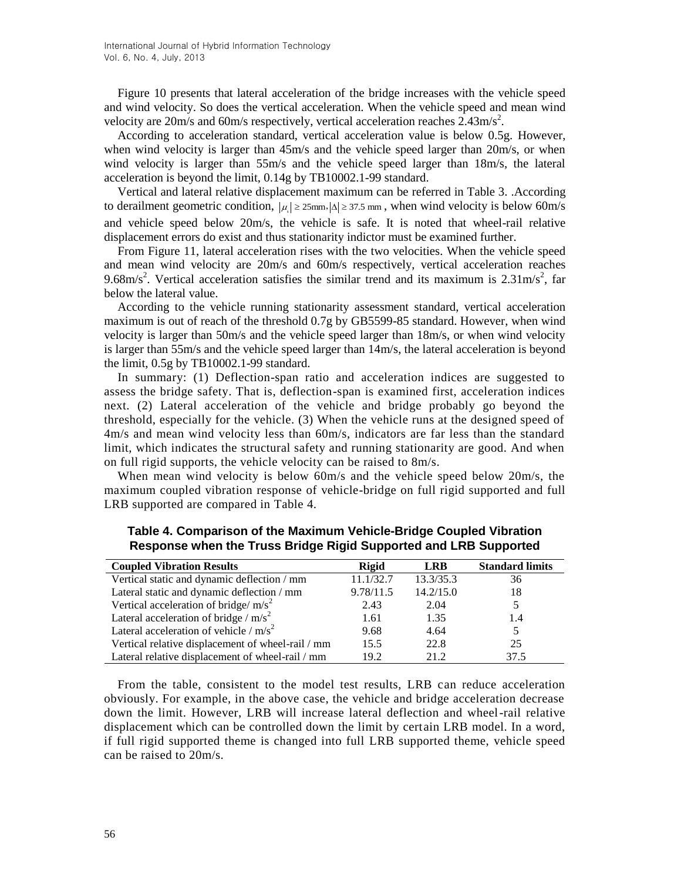Figure 10 presents that lateral acceleration of the bridge increases with the vehicle speed and wind velocity. So does the vertical acceleration. When the vehicle speed and mean wind velocity are 20m/s and 60m/s respectively, vertical acceleration reaches 2.43m/s$^2$.

According to acceleration standard, vertical acceleration value is below 0.5g. However, when wind velocity is larger than 45m/s and the vehicle speed larger than 20m/s, or when wind velocity is larger than 55m/s and the vehicle speed larger than 18m/s, the lateral acceleration is beyond the limit, 0.14g by TB10002.1-99 standard.

Vertical and lateral relative displacement maximum can be referred in Table 3. .According to derailment geometric condition, $|\mu_s| \geq 25\text{mm}, |\Delta| \geq 37.5 \text{ mm}$ , when wind velocity is below 60m/s and vehicle speed below 20m/s, the vehicle is safe. It is noted that wheel-rail relative displacement errors do exist and thus stationarity indictor must be examined further.

From Figure 11, lateral acceleration rises with the two velocities. When the vehicle speed and mean wind velocity are 20m/s and 60m/s respectively, vertical acceleration reaches 9.68m/s$^2$. Vertical acceleration satisfies the similar trend and its maximum is 2.31m/s$^2$, far below the lateral value.

According to the vehicle running stationarity assessment standard, vertical acceleration maximum is out of reach of the threshold 0.7g by GB5599-85 standard. However, when wind velocity is larger than 50m/s and the vehicle speed larger than 18m/s, or when wind velocity is larger than 55m/s and the vehicle speed larger than 14m/s, the lateral acceleration is beyond the limit, 0.5g by TB10002.1-99 standard.

In summary: (1) Deflection-span ratio and acceleration indices are suggested to assess the bridge safety. That is, deflection-span is examined first, acceleration indices next. (2) Lateral acceleration of the vehicle and bridge probably go beyond the threshold, especially for the vehicle. (3) When the vehicle runs at the designed speed of 4m/s and mean wind velocity less than 60m/s, indicators are far less than the standard limit, which indicates the structural safety and running stationarity are good. And when on full rigid supports, the vehicle velocity can be raised to 8m/s.

When mean wind velocity is below 60m/s and the vehicle speed below 20m/s, the maximum coupled vibration response of vehicle-bridge on full rigid supported and full LRB supported are compared in Table 4.

**Table 4. Comparison of the Maximum Vehicle-Bridge Coupled Vibration Response when the Truss Bridge Rigid Supported and LRB Supported**

| Coupled Vibration Results | Rigid | LRB | Standard limits |
|---|---|---|---|
| Vertical static and dynamic deflection / mm | 11.1/32.7 | 13.3/35.3 | 36 |
| Lateral static and dynamic deflection / mm | 9.78/11.5 | 14.2/15.0 | 18 |
| Vertical acceleration of bridge/ m/s$^2$ | 2.43 | 2.04 | 5 |
| Lateral acceleration of bridge / m/s$^2$ | 1.61 | 1.35 | 1.4 |
| Lateral acceleration of vehicle / m/s$^2$ | 9.68 | 4.64 | 5 |
| Vertical relative displacement of wheel-rail / mm | 15.5 | 22.8 | 25 |
| Lateral relative displacement of wheel-rail / mm | 19.2 | 21.2 | 37.5 |

From the table, consistent to the model test results, LRB can reduce acceleration obviously. For example, in the above case, the vehicle and bridge acceleration decrease down the limit. However, LRB will increase lateral deflection and wheel-rail relative displacement which can be controlled down the limit by certain LRB model. In a word, if full rigid supported theme is changed into full LRB supported theme, vehicle speed can be raised to 20m/s.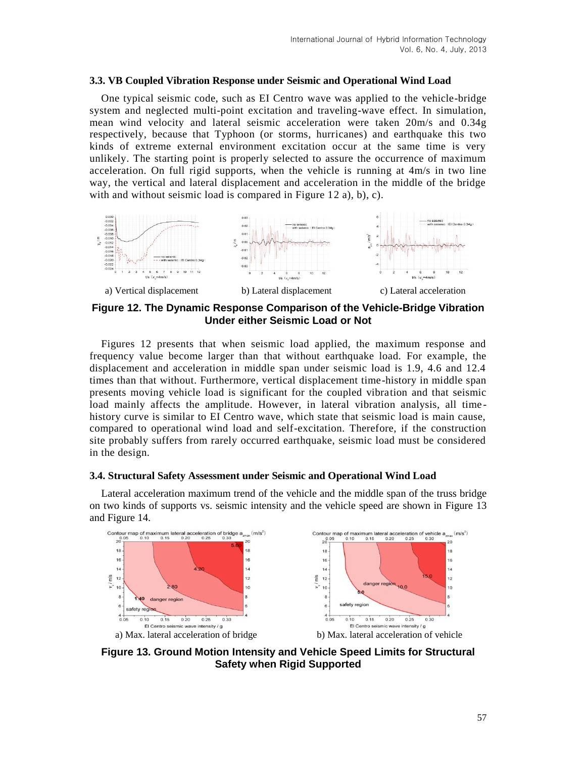### 3.3. VB Coupled Vibration Response under Seismic and Operational Wind Load

One typical seismic code, such as EI Centro wave was applied to the vehicle-bridge system and neglected multi-point excitation and traveling-wave effect. In simulation, mean wind velocity and lateral seismic acceleration were taken 20m/s and 0.34g respectively, because that Typhoon (or storms, hurricanes) and earthquake this two kinds of extreme external environment excitation occur at the same time is very unlikely. The starting point is properly selected to assure the occurrence of maximum acceleration. On full rigid supports, when the vehicle is running at 4m/s in two line way, the vertical and lateral displacement and acceleration in the middle of the bridge with and without seismic load is compared in Figure 12 a), b), c).

a) Vertical displacement b) Lateral displacement c) Lateral acceleration

**Figure 12. The Dynamic Response Comparison of the Vehicle-Bridge Vibration Under either Seismic Load or Not**

Figures 12 presents that when seismic load applied, the maximum response and frequency value become larger than that without earthquake load. For example, the displacement and acceleration in middle span under seismic load is 1.9, 4.6 and 12.4 times than that without. Furthermore, vertical displacement time-history in middle span presents moving vehicle load is significant for the coupled vibration and that seismic load mainly affects the amplitude. However, in lateral vibration analysis, all time-history curve is similar to EI Centro wave, which state that seismic load is main cause, compared to operational wind load and self-excitation. Therefore, if the construction site probably suffers from rarely occurred earthquake, seismic load must be considered in the design.

### 3.4. Structural Safety Assessment under Seismic and Operational Wind Load

Lateral acceleration maximum trend of the vehicle and the middle span of the truss bridge on two kinds of supports vs. seismic intensity and the vehicle speed are shown in Figure 13 and Figure 14.

a) Max. lateral acceleration of bridge b) Max. lateral acceleration of vehicle

**Figure 13. Ground Motion Intensity and Vehicle Speed Limits for Structural Safety when Rigid Supported**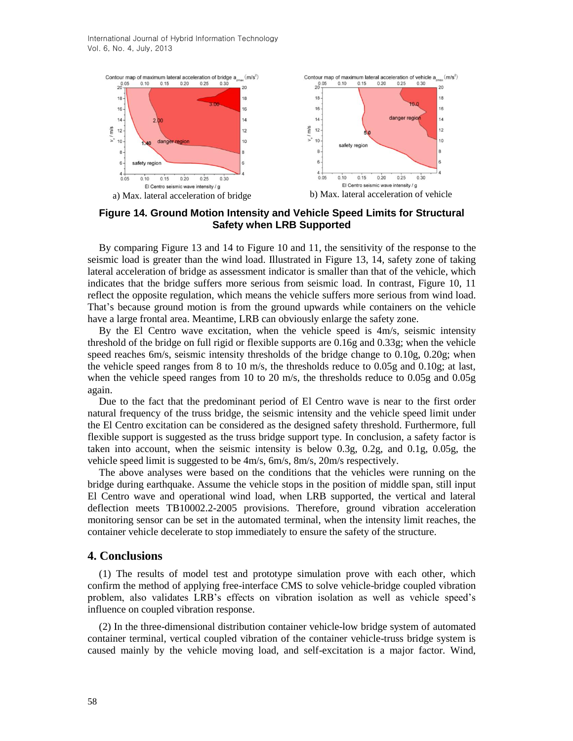a) Max. lateral acceleration of bridge

b) Max. lateral acceleration of vehicle

**Figure 14. Ground Motion Intensity and Vehicle Speed Limits for Structural Safety when LRB Supported**

By comparing Figure 13 and 14 to Figure 10 and 11, the sensitivity of the response to the seismic load is greater than the wind load. Illustrated in Figure 13, 14, safety zone of taking lateral acceleration of bridge as assessment indicator is smaller than that of the vehicle, which indicates that the bridge suffers more serious from seismic load. In contrast, Figure 10, 11 reflect the opposite regulation, which means the vehicle suffers more serious from wind load. That's because ground motion is from the ground upwards while containers on the vehicle have a large frontal area. Meantime, LRB can obviously enlarge the safety zone.

By the El Centro wave excitation, when the vehicle speed is 4m/s, seismic intensity threshold of the bridge on full rigid or flexible supports are 0.16g and 0.33g; when the vehicle speed reaches 6m/s, seismic intensity thresholds of the bridge change to 0.10g, 0.20g; when the vehicle speed ranges from 8 to 10 m/s, the thresholds reduce to 0.05g and 0.10g; at last, when the vehicle speed ranges from 10 to 20 m/s, the thresholds reduce to 0.05g and 0.05g again.

Due to the fact that the predominant period of El Centro wave is near to the first order natural frequency of the truss bridge, the seismic intensity and the vehicle speed limit under the El Centro excitation can be considered as the designed safety threshold. Furthermore, full flexible support is suggested as the truss bridge support type. In conclusion, a safety factor is taken into account, when the seismic intensity is below 0.3g, 0.2g, and 0.1g, 0.05g, the vehicle speed limit is suggested to be 4m/s, 6m/s, 8m/s, 20m/s respectively.

The above analyses were based on the conditions that the vehicles were running on the bridge during earthquake. Assume the vehicle stops in the position of middle span, still input El Centro wave and operational wind load, when LRB supported, the vertical and lateral deflection meets TB10002.2-2005 provisions. Therefore, ground vibration acceleration monitoring sensor can be set in the automated terminal, when the intensity limit reaches, the container vehicle decelerate to stop immediately to ensure the safety of the structure.

## 4. Conclusions

(1) The results of model test and prototype simulation prove with each other, which confirm the method of applying free-interface CMS to solve vehicle-bridge coupled vibration problem, also validates LRB's effects on vibration isolation as well as vehicle speed's influence on coupled vibration response.

(2) In the three-dimensional distribution container vehicle-low bridge system of automated container terminal, vertical coupled vibration of the container vehicle-truss bridge system is caused mainly by the vehicle moving load, and self-excitation is a major factor. Wind,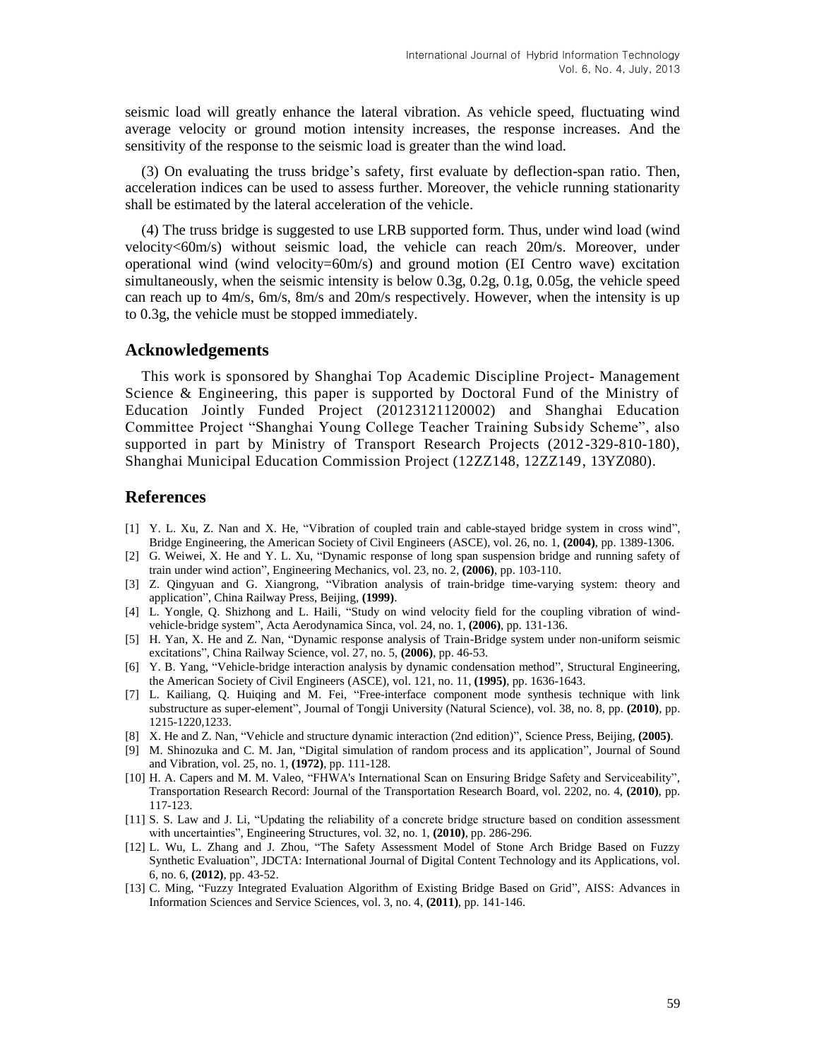seismic load will greatly enhance the lateral vibration. As vehicle speed, fluctuating wind average velocity or ground motion intensity increases, the response increases. And the sensitivity of the response to the seismic load is greater than the wind load.

(3) On evaluating the truss bridge's safety, first evaluate by deflection-span ratio. Then, acceleration indices can be used to assess further. Moreover, the vehicle running stationarity shall be estimated by the lateral acceleration of the vehicle.

(4) The truss bridge is suggested to use LRB supported form. Thus, under wind load (wind velocity<60m/s) without seismic load, the vehicle can reach 20m/s. Moreover, under operational wind (wind velocity=60m/s) and ground motion (EI Centro wave) excitation simultaneously, when the seismic intensity is below 0.3g, 0.2g, 0.1g, 0.05g, the vehicle speed can reach up to 4m/s, 6m/s, 8m/s and 20m/s respectively. However, when the intensity is up to 0.3g, the vehicle must be stopped immediately.

## Acknowledgements

This work is sponsored by Shanghai Top Academic Discipline Project- Management Science & Engineering, this paper is supported by Doctoral Fund of the Ministry of Education Jointly Funded Project (20123121120002) and Shanghai Education Committee Project "Shanghai Young College Teacher Training Subsidy Scheme", also supported in part by Ministry of Transport Research Projects (2012-329-810-180), Shanghai Municipal Education Commission Project (12ZZ148, 12ZZ149, 13YZ080).

## References

[1] Y. L. Xu, Z. Nan and X. He, "Vibration of coupled train and cable-stayed bridge system in cross wind", Bridge Engineering, the American Society of Civil Engineers (ASCE), vol. 26, no. 1, **(2004)**, pp. 1389-1306.

[2] G. Weiwei, X. He and Y. L. Xu, "Dynamic response of long span suspension bridge and running safety of train under wind action", Engineering Mechanics, vol. 23, no. 2, **(2006)**, pp. 103-110.

[3] Z. Qingyuan and G. Xiangrong, "Vibration analysis of train-bridge time-varying system: theory and application", China Railway Press, Beijing, **(1999)**.

[4] L. Yongle, Q. Shizhong and L. Haili, "Study on wind velocity field for the coupling vibration of wind-vehicle-bridge system", Acta Aerodynamica Sinca, vol. 24, no. 1, **(2006)**, pp. 131-136.

[5] H. Yan, X. He and Z. Nan, "Dynamic response analysis of Train-Bridge system under non-uniform seismic excitations", China Railway Science, vol. 27, no. 5, **(2006)**, pp. 46-53.

[6] Y. B. Yang, "Vehicle-bridge interaction analysis by dynamic condensation method", Structural Engineering, the American Society of Civil Engineers (ASCE), vol. 121, no. 11, **(1995)**, pp. 1636-1643.

[7] L. Kailiang, Q. Huiqing and M. Fei, "Free-interface component mode synthesis technique with link substructure as super-element", Journal of Tongji University (Natural Science), vol. 38, no. 8, pp. **(2010)**, pp. 1215-1220,1233.

[8] X. He and Z. Nan, "Vehicle and structure dynamic interaction (2nd edition)", Science Press, Beijing, **(2005)**.

[9] M. Shinozuka and C. M. Jan, "Digital simulation of random process and its application", Journal of Sound and Vibration, vol. 25, no. 1, **(1972)**, pp. 111-128.

[10] H. A. Capers and M. M. Valeo, "FHWA's International Scan on Ensuring Bridge Safety and Serviceability", Transportation Research Record: Journal of the Transportation Research Board, vol. 2202, no. 4, **(2010)**, pp. 117-123.

[11] S. S. Law and J. Li, "Updating the reliability of a concrete bridge structure based on condition assessment with uncertainties", Engineering Structures, vol. 32, no. 1, **(2010)**, pp. 286-296.

[12] L. Wu, L. Zhang and J. Zhou, "The Safety Assessment Model of Stone Arch Bridge Based on Fuzzy Synthetic Evaluation", JDCTA: International Journal of Digital Content Technology and its Applications, vol. 6, no. 6, **(2012)**, pp. 43-52.

[13] C. Ming, "Fuzzy Integrated Evaluation Algorithm of Existing Bridge Based on Grid", AISS: Advances in Information Sciences and Service Sciences, vol. 3, no. 4, **(2011)**, pp. 141-146.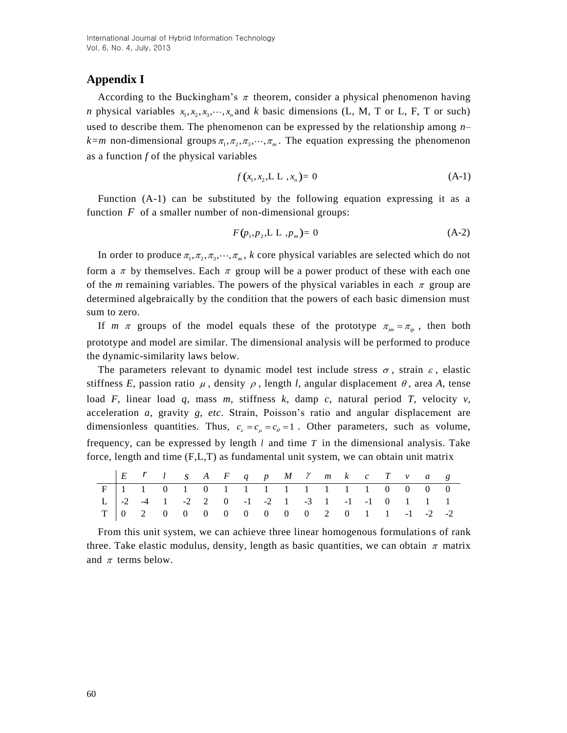## Appendix I

According to the Buckingham's $\pi$ theorem, consider a physical phenomenon having *n* physical variables $x_1, x_2, x_3, \cdots, x_n$ and *k* basic dimensions (L, M, T or L, F, T or such) used to describe them. The phenomenon can be expressed by the relationship among $n-k=m$ non-dimensional groups $\pi_1, \pi_2, \pi_3, \cdots, \pi_m$. The equation expressing the phenomenon as a function *f* of the physical variables

$$f(x_1, x_2, \text{L L}, x_n) = 0 \tag{A-1}$$

Function (A-1) can be substituted by the following equation expressing it as a function $F$ of a smaller number of non-dimensional groups:

$$F(p_1, p_2, \text{L L}, p_m) = 0 \tag{A-2}$$

In order to produce $\pi_1, \pi_2, \pi_3, \cdots, \pi_m$, *k* core physical variables are selected which do not form a $\pi$ by themselves. Each $\pi$ group will be a power product of these with each one of the *m* remaining variables. The powers of the physical variables in each $\pi$ group are determined algebraically by the condition that the powers of each basic dimension must sum to zero.

If $m$ $\pi$ groups of the model equals these of the prototype $\pi_{im} = \pi_{ip}$, then both prototype and model are similar. The dimensional analysis will be performed to produce the dynamic-similarity laws below.

The parameters relevant to dynamic model test include stress $\sigma$, strain $\varepsilon$, elastic stiffness *E*, passion ratio $\mu$, density $\rho$, length *l*, angular displacement $\theta$, area *A*, tense load *F*, linear load *q*, mass *m*, stiffness *k*, damp *c*, natural period *T*, velocity *v*, acceleration *a*, gravity *g*, *etc*. Strain, Poisson's ratio and angular displacement are dimensionless quantities. Thus, $c_\varepsilon = c_\mu = c_\theta = 1$. Other parameters, such as volume, frequency, can be expressed by length $l$ and time $T$ in the dimensional analysis. Take force, length and time (F,L,T) as fundamental unit system, we can obtain unit matrix

| | $E$ | $r$ | $l$ | $s$ | $A$ | $F$ | $q$ | $p$ | $M$ | $\gamma$ | $m$ | $k$ | $c$ | $T$ | $v$ | $a$ | $g$ |
|---|---|---|---|---|---|---|---|---|---|---|---|---|---|---|---|---|---|
| F | 1 | 1 | 0 | 1 | 0 | 1 | 1 | 1 | 1 | 1 | 1 | 1 | 1 | 0 | 0 | 0 | 0 |
| L | -2 | -4 | 1 | -2 | 2 | 0 | -1 | -2 | 1 | -3 | 1 | -1 | -1 | 0 | 1 | 1 | 1 |
| T | 0 | 2 | 0 | 0 | 0 | 0 | 0 | 0 | 0 | 0 | 2 | 0 | 1 | 1 | -1 | -2 | -2 |

From this unit system, we can achieve three linear homogenous formulations of rank three. Take elastic modulus, density, length as basic quantities, we can obtain $\pi$ matrix and $\pi$ terms below.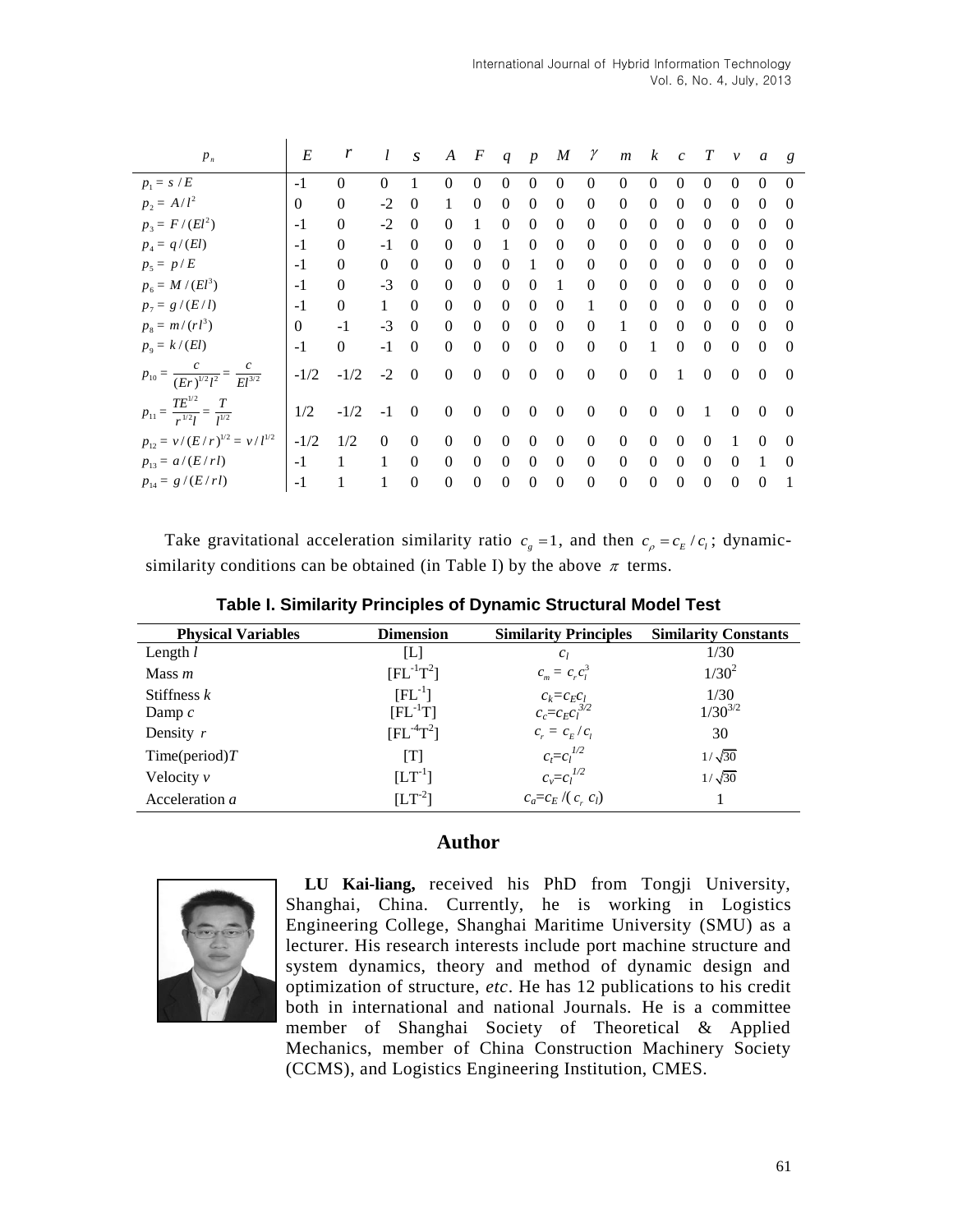| $p_n$ | $E$ | $r$ | $l$ | $s$ | $A$ | $F$ | $q$ | $p$ | $M$ | $\gamma$ | $m$ | $k$ | $c$ | $T$ | $v$ | $a$ | $g$ |
|---|---|---|---|---|---|---|---|---|---|---|---|---|---|---|---|---|---|
| $p_1 = s / E$ | -1 | 0 | 0 | 1 | 0 | 0 | 0 | 0 | 0 | 0 | 0 | 0 | 0 | 0 | 0 | 0 | 0 |
| $p_2 = A / l^2$ | 0 | 0 | -2 | 0 | 1 | 0 | 0 | 0 | 0 | 0 | 0 | 0 | 0 | 0 | 0 | 0 | 0 |
| $p_3 = F / (El^2)$ | -1 | 0 | -2 | 0 | 0 | 1 | 0 | 0 | 0 | 0 | 0 | 0 | 0 | 0 | 0 | 0 | 0 |
| $p_4 = q / (El)$ | -1 | 0 | -1 | 0 | 0 | 0 | 1 | 0 | 0 | 0 | 0 | 0 | 0 | 0 | 0 | 0 | 0 |
| $p_5 = p / E$ | -1 | 0 | 0 | 0 | 0 | 0 | 0 | 1 | 0 | 0 | 0 | 0 | 0 | 0 | 0 | 0 | 0 |
| $p_6 = M / (El^3)$ | -1 | 0 | -3 | 0 | 0 | 0 | 0 | 0 | 1 | 0 | 0 | 0 | 0 | 0 | 0 | 0 | 0 |
| $p_7 = g / (E / l)$ | -1 | 0 | 1 | 0 | 0 | 0 | 0 | 0 | 0 | 1 | 0 | 0 | 0 | 0 | 0 | 0 | 0 |
| $p_8 = m / (rl^3)$ | 0 | -1 | -3 | 0 | 0 | 0 | 0 | 0 | 0 | 0 | 1 | 0 | 0 | 0 | 0 | 0 | 0 |
| $p_9 = k / (El)$ | -1 | 0 | -1 | 0 | 0 | 0 | 0 | 0 | 0 | 0 | 0 | 1 | 0 | 0 | 0 | 0 | 0 |
| $p_{10} = \frac{c}{(Er)^{1/2} l^2} = \frac{c}{El^{3/2}}$ | -1/2 | -1/2 | -2 | 0 | 0 | 0 | 0 | 0 | 0 | 0 | 0 | 0 | 1 | 0 | 0 | 0 | 0 |
| $p_{11} = \frac{TE^{1/2}}{r^{1/2} l} = \frac{T}{l^{1/2}}$ | 1/2 | -1/2 | -1 | 0 | 0 | 0 | 0 | 0 | 0 | 0 | 0 | 0 | 0 | 1 | 0 | 0 | 0 |
| $p_{12} = v / (E / r)^{1/2} = v / l^{1/2}$ | -1/2 | 1/2 | 0 | 0 | 0 | 0 | 0 | 0 | 0 | 0 | 0 | 0 | 0 | 0 | 1 | 0 | 0 |
| $p_{13} = a / (E / rl)$ | -1 | 1 | 1 | 0 | 0 | 0 | 0 | 0 | 0 | 0 | 0 | 0 | 0 | 0 | 0 | 1 | 0 |
| $p_{14} = g / (E / rl)$ | -1 | 1 | 1 | 0 | 0 | 0 | 0 | 0 | 0 | 0 | 0 | 0 | 0 | 0 | 0 | 0 | 1 |

Take gravitational acceleration similarity ratio $c_g = 1$, and then $c_\rho = c_E / c_l$; dynamic-similarity conditions can be obtained (in Table I) by the above $\pi$ terms.

**Table I. Similarity Principles of Dynamic Structural Model Test**

| Physical Variables | Dimension | Similarity Principles | Similarity Constants |
|---|---|---|---|
| Length $l$ | [L] | $c_l$ | 1/30 |
| Mass $m$ | $[FL^{-1}T^2]$ | $c_m = c_r c_l^3$ | $1/30^2$ |
| Stiffness $k$ | $[FL^{-1}]$ | $c_k = c_E c_l$ | 1/30 |
| Damp $c$ | $[FL^{-1}T]$ | $c_c = c_E c_l^{3/2}$ | $1/30^{3/2}$ |
| Density $r$ | $[FL^{-4}T^2]$ | $c_r = c_E / c_l$ | 30 |
| Time(period) $T$ | [T] | $c_t = c_l^{1/2}$ | $1/\sqrt{30}$ |
| Velocity $v$ | $[LT^{-1}]$ | $c_v = c_l^{1/2}$ | $1/\sqrt{30}$ |
| Acceleration $a$ | $[LT^{-2}]$ | $c_a = c_E / (c_r c_l)$ | 1 |

## Author

**LU Kai-liang,** received his PhD from Tongji University, Shanghai, China. Currently, he is working in Logistics Engineering College, Shanghai Maritime University (SMU) as a lecturer. His research interests include port machine structure and system dynamics, theory and method of dynamic design and optimization of structure, *etc*. He has 12 publications to his credit both in international and national Journals. He is a committee member of Shanghai Society of Theoretical & Applied Mechanics, member of China Construction Machinery Society (CCMS), and Logistics Engineering Institution, CMES.